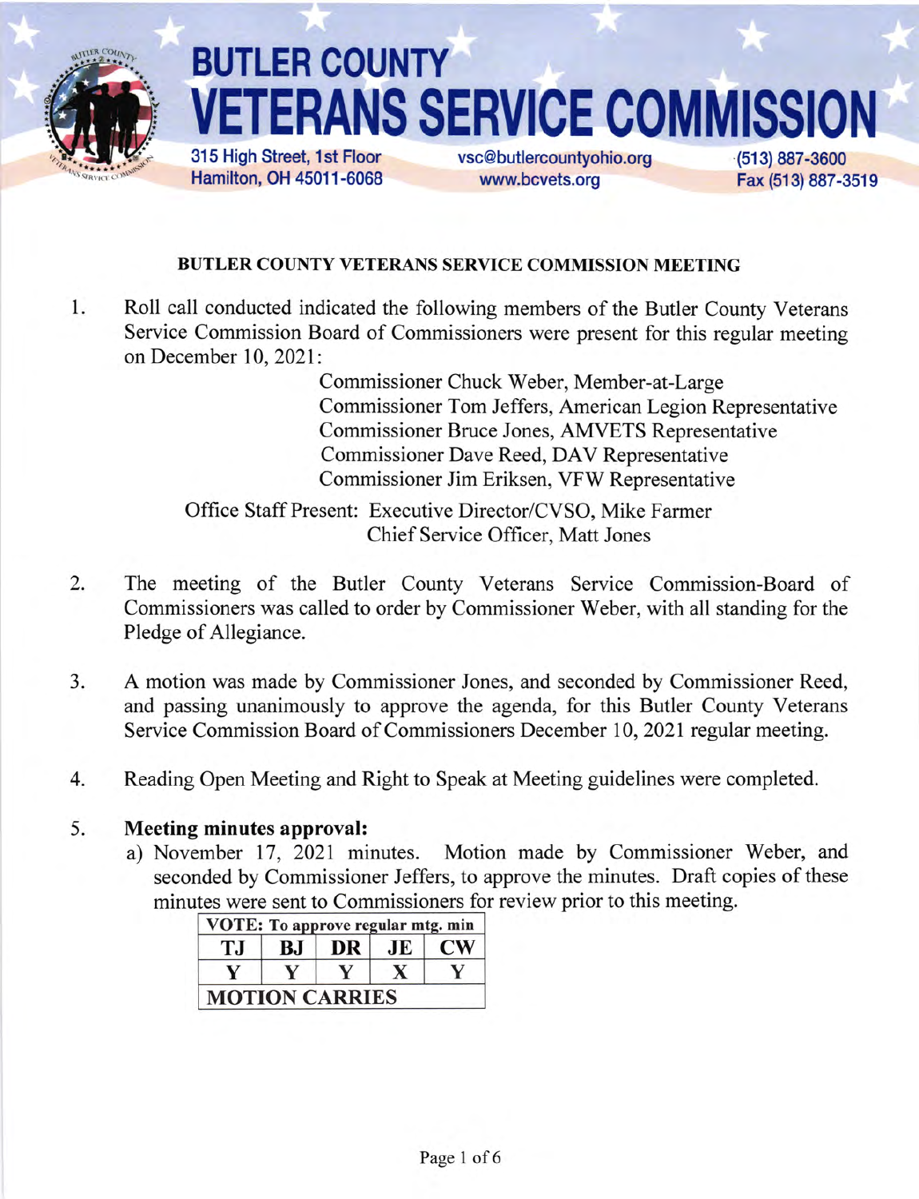# BUTLER COUNTY VETERANS SERVICE COMMISSION

315 High Street, 1st Floor
Hamilton, OH 45011-6068

vsc@butlercountyohio.org
www.bcvets.org

(513) 887-3600
Fax (513) 887-3519

## BUTLER COUNTY VETERANS SERVICE COMMISSION MEETING

1. Roll call conducted indicated the following members of the Butler County Veterans Service Commission Board of Commissioners were present for this regular meeting on December 10, 2021:

   Commissioner Chuck Weber, Member-at-Large
   Commissioner Tom Jeffers, American Legion Representative
   Commissioner Bruce Jones, AMVETS Representative
   Commissioner Dave Reed, DAV Representative
   Commissioner Jim Eriksen, VFW Representative

   Office Staff Present: Executive Director/CVSO, Mike Farmer
   Chief Service Officer, Matt Jones

2. The meeting of the Butler County Veterans Service Commission-Board of Commissioners was called to order by Commissioner Weber, with all standing for the Pledge of Allegiance.

3. A motion was made by Commissioner Jones, and seconded by Commissioner Reed, and passing unanimously to approve the agenda, for this Butler County Veterans Service Commission Board of Commissioners December 10, 2021 regular meeting.

4. Reading Open Meeting and Right to Speak at Meeting guidelines were completed.

5. **Meeting minutes approval:**
   a) November 17, 2021 minutes. Motion made by Commissioner Weber, and seconded by Commissioner Jeffers, to approve the minutes. Draft copies of these minutes were sent to Commissioners for review prior to this meeting.

| VOTE: To approve regular mtg. min | | | | |
|---|---|---|---|---|
| TJ | BJ | DR | JE | CW |
| Y | Y | Y | X | Y |
| MOTION CARRIES | | | | |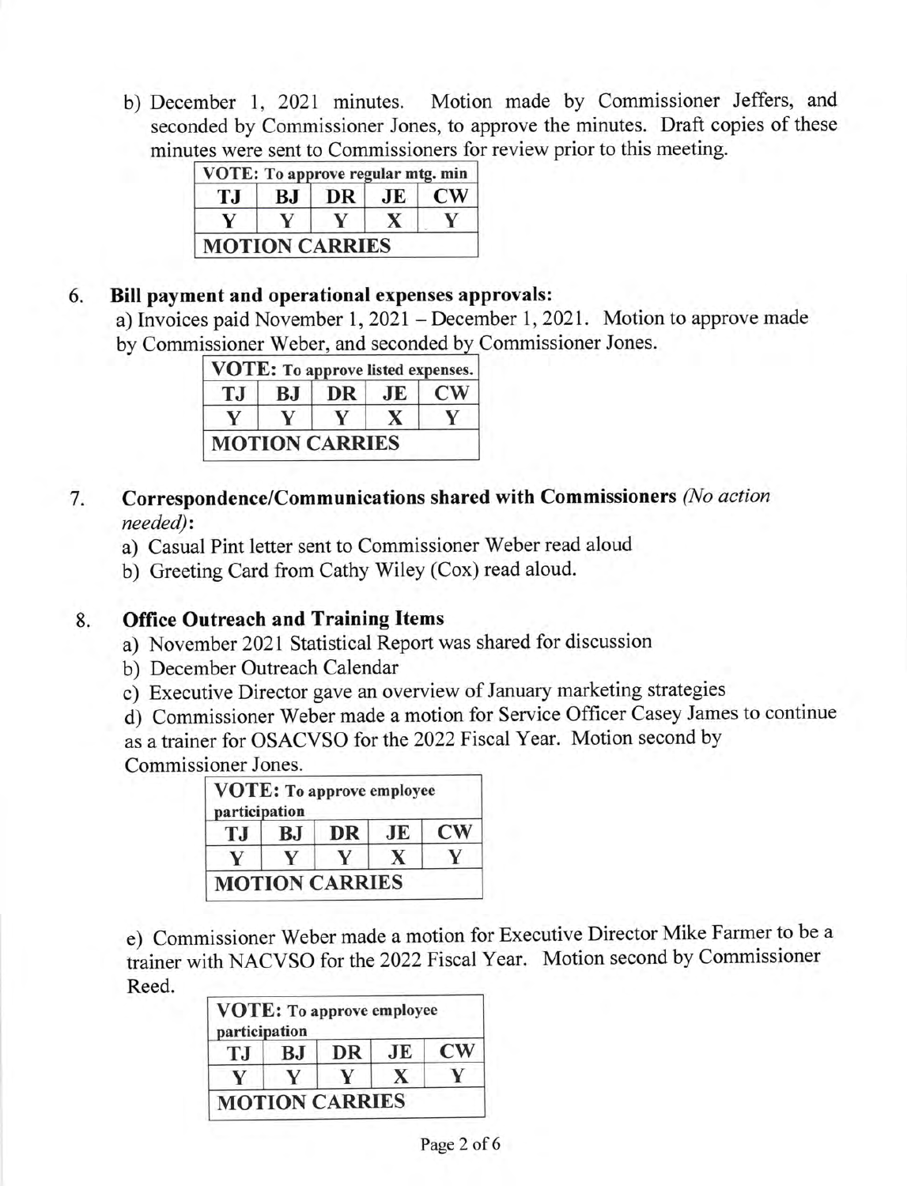b) December 1, 2021 minutes. Motion made by Commissioner Jeffers, and seconded by Commissioner Jones, to approve the minutes. Draft copies of these minutes were sent to Commissioners for review prior to this meeting.

| VOTE: To approve regular mtg. min | | | | |
|---|---|---|---|---|
| TJ | BJ | DR | JE | CW |
| Y | Y | Y | X | Y |
| MOTION CARRIES | | | | |

6. **Bill payment and operational expenses approvals:**

   a) Invoices paid November 1, 2021 – December 1, 2021. Motion to approve made by Commissioner Weber, and seconded by Commissioner Jones.

| VOTE: To approve listed expenses. | | | | |
|---|---|---|---|---|
| TJ | BJ | DR | JE | CW |
| Y | Y | Y | X | Y |
| MOTION CARRIES | | | | |

7. **Correspondence/Communications shared with Commissioners** *(No action needed)***:**

   a) Casual Pint letter sent to Commissioner Weber read aloud

   b) Greeting Card from Cathy Wiley (Cox) read aloud.

8. **Office Outreach and Training Items**

   a) November 2021 Statistical Report was shared for discussion

   b) December Outreach Calendar

   c) Executive Director gave an overview of January marketing strategies

   d) Commissioner Weber made a motion for Service Officer Casey James to continue as a trainer for OSACVSO for the 2022 Fiscal Year. Motion second by Commissioner Jones.

| VOTE: To approve employee participation | | | | |
|---|---|---|---|---|
| TJ | BJ | DR | JE | CW |
| Y | Y | Y | X | Y |
| MOTION CARRIES | | | | |

   e) Commissioner Weber made a motion for Executive Director Mike Farmer to be a trainer with NACVSO for the 2022 Fiscal Year. Motion second by Commissioner Reed.

| VOTE: To approve employee participation | | | | |
|---|---|---|---|---|
| TJ | BJ | DR | JE | CW |
| Y | Y | Y | X | Y |
| MOTION CARRIES | | | | |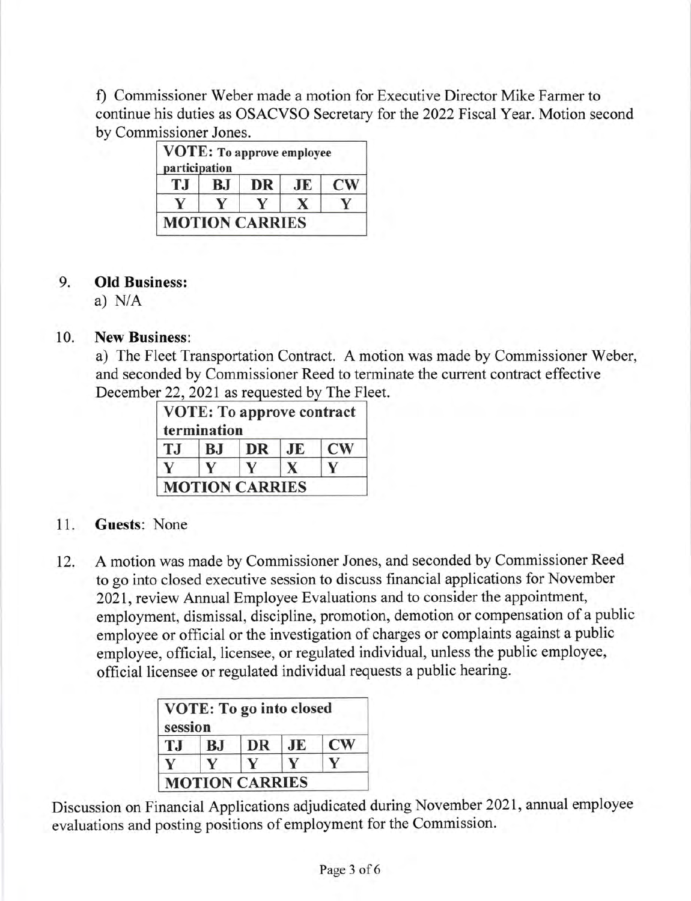f) Commissioner Weber made a motion for Executive Director Mike Farmer to continue his duties as OSACVSO Secretary for the 2022 Fiscal Year. Motion second by Commissioner Jones.

| **VOTE: To approve employee participation** | | | | |
|---|---|---|---|---|
| **TJ** | **BJ** | **DR** | **JE** | **CW** |
| **Y** | **Y** | **Y** | **X** | **Y** |
| **MOTION CARRIES** | | | | |

9. **Old Business:**
   a) N/A

10. **New Business**:
    a) The Fleet Transportation Contract. A motion was made by Commissioner Weber, and seconded by Commissioner Reed to terminate the current contract effective December 22, 2021 as requested by The Fleet.

| **VOTE: To approve contract termination** | | | | |
|---|---|---|---|---|
| **TJ** | **BJ** | **DR** | **JE** | **CW** |
| **Y** | **Y** | **Y** | **X** | **Y** |
| **MOTION CARRIES** | | | | |

11. **Guests**: None

12. A motion was made by Commissioner Jones, and seconded by Commissioner Reed to go into closed executive session to discuss financial applications for November 2021, review Annual Employee Evaluations and to consider the appointment, employment, dismissal, discipline, promotion, demotion or compensation of a public employee or official or the investigation of charges or complaints against a public employee, official, licensee, or regulated individual, unless the public employee, official licensee or regulated individual requests a public hearing.

| **VOTE: To go into closed session** | | | | |
|---|---|---|---|---|
| **TJ** | **BJ** | **DR** | **JE** | **CW** |
| **Y** | **Y** | **Y** | **Y** | **Y** |
| **MOTION CARRIES** | | | | |

Discussion on Financial Applications adjudicated during November 2021, annual employee evaluations and posting positions of employment for the Commission.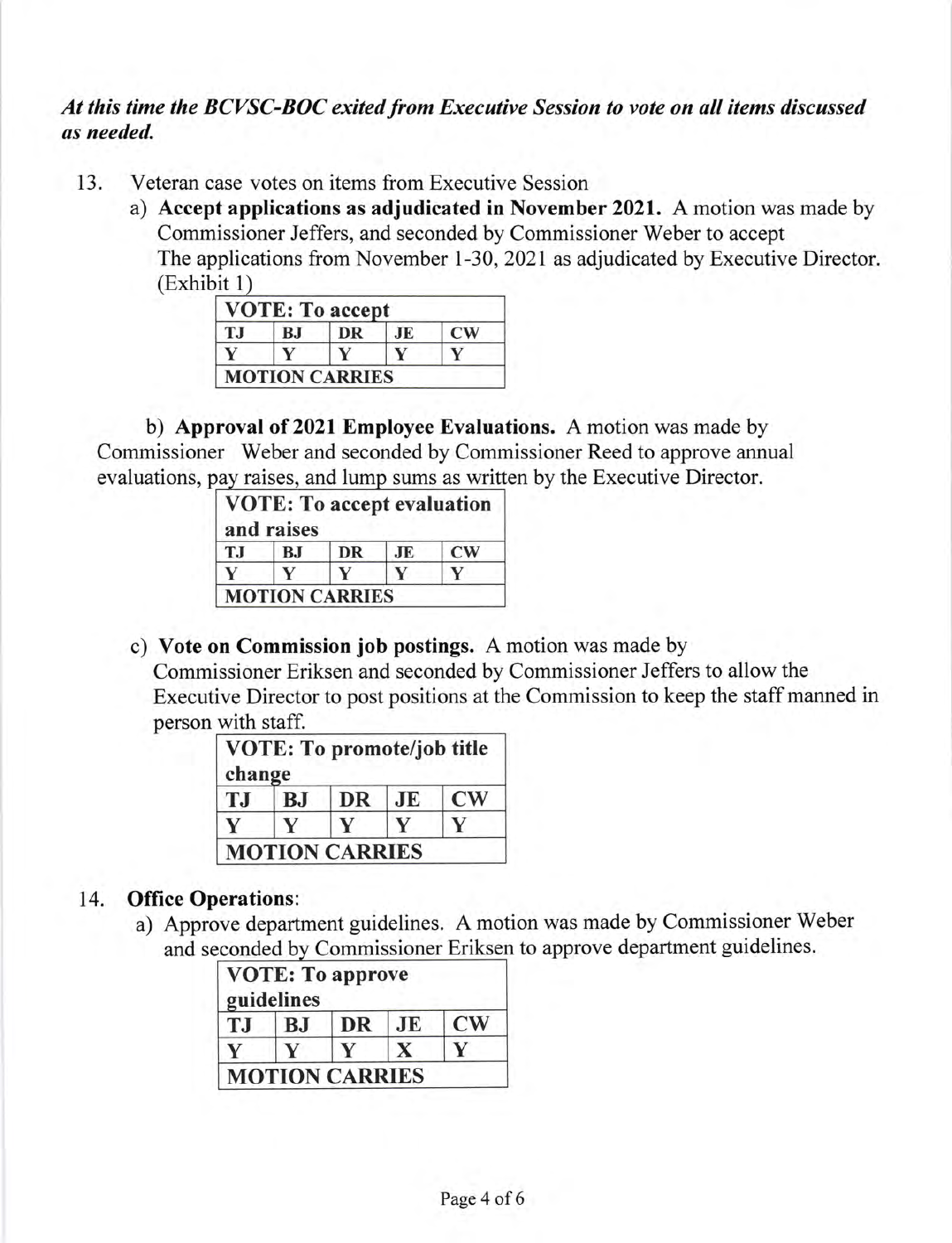***At this time the BCVSC-BOC exited from Executive Session to vote on all items discussed as needed.***

13. Veteran case votes on items from Executive Session

   a) **Accept applications as adjudicated in November 2021.** A motion was made by Commissioner Jeffers, and seconded by Commissioner Weber to accept The applications from November 1-30, 2021 as adjudicated by Executive Director. (Exhibit 1)

| VOTE: To accept | | | | |
|---|---|---|---|---|
| TJ | BJ | DR | JE | CW |
| Y | Y | Y | Y | Y |
| MOTION CARRIES | | | | |

   b) **Approval of 2021 Employee Evaluations.** A motion was made by Commissioner Weber and seconded by Commissioner Reed to approve annual evaluations, pay raises, and lump sums as written by the Executive Director.

| VOTE: To accept evaluation and raises | | | | |
|---|---|---|---|---|
| TJ | BJ | DR | JE | CW |
| Y | Y | Y | Y | Y |
| MOTION CARRIES | | | | |

   c) **Vote on Commission job postings.** A motion was made by Commissioner Eriksen and seconded by Commissioner Jeffers to allow the Executive Director to post positions at the Commission to keep the staff manned in person with staff.

| VOTE: To promote/job title change | | | | |
|---|---|---|---|---|
| TJ | BJ | DR | JE | CW |
| Y | Y | Y | Y | Y |
| MOTION CARRIES | | | | |

14. **Office Operations**:

   a) Approve department guidelines. A motion was made by Commissioner Weber and seconded by Commissioner Eriksen to approve department guidelines.

| VOTE: To approve guidelines | | | | |
|---|---|---|---|---|
| TJ | BJ | DR | JE | CW |
| Y | Y | Y | X | Y |
| MOTION CARRIES | | | | |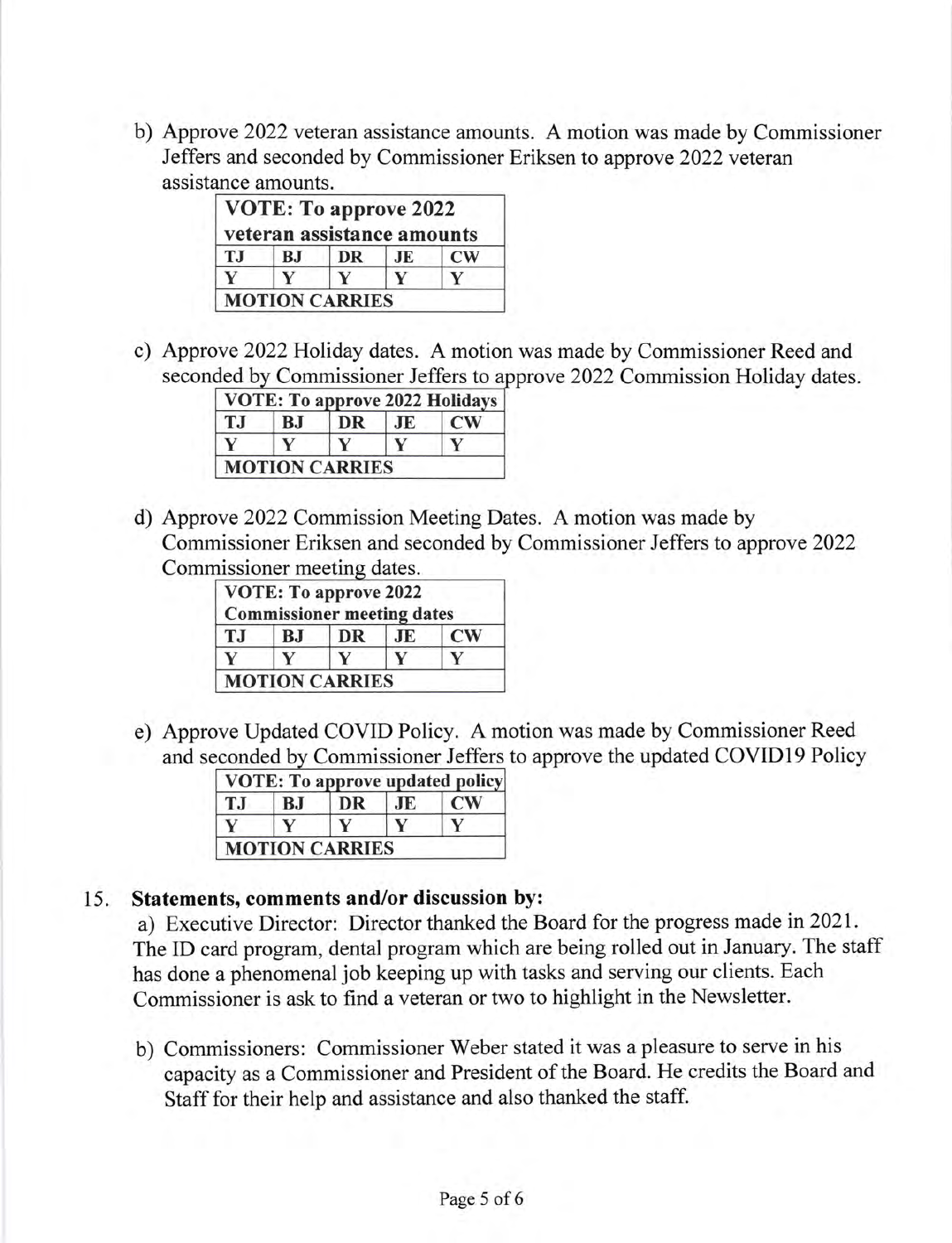b) Approve 2022 veteran assistance amounts. A motion was made by Commissioner Jeffers and seconded by Commissioner Eriksen to approve 2022 veteran assistance amounts.

| VOTE: To approve 2022 veteran assistance amounts | | | | |
|---|---|---|---|---|
| TJ | BJ | DR | JE | CW |
| Y | Y | Y | Y | Y |
| MOTION CARRIES | | | | |

c) Approve 2022 Holiday dates. A motion was made by Commissioner Reed and seconded by Commissioner Jeffers to approve 2022 Commission Holiday dates.

| VOTE: To approve 2022 Holidays | | | | |
|---|---|---|---|---|
| TJ | BJ | DR | JE | CW |
| Y | Y | Y | Y | Y |
| MOTION CARRIES | | | | |

d) Approve 2022 Commission Meeting Dates. A motion was made by Commissioner Eriksen and seconded by Commissioner Jeffers to approve 2022 Commissioner meeting dates.

| VOTE: To approve 2022 Commissioner meeting dates | | | | |
|---|---|---|---|---|
| TJ | BJ | DR | JE | CW |
| Y | Y | Y | Y | Y |
| MOTION CARRIES | | | | |

e) Approve Updated COVID Policy. A motion was made by Commissioner Reed and seconded by Commissioner Jeffers to approve the updated COVID19 Policy

| VOTE: To approve updated policy | | | | |
|---|---|---|---|---|
| TJ | BJ | DR | JE | CW |
| Y | Y | Y | Y | Y |
| MOTION CARRIES | | | | |

15. **Statements, comments and/or discussion by:**

a) Executive Director: Director thanked the Board for the progress made in 2021. The ID card program, dental program which are being rolled out in January. The staff has done a phenomenal job keeping up with tasks and serving our clients. Each Commissioner is ask to find a veteran or two to highlight in the Newsletter.

b) Commissioners: Commissioner Weber stated it was a pleasure to serve in his capacity as a Commissioner and President of the Board. He credits the Board and Staff for their help and assistance and also thanked the staff.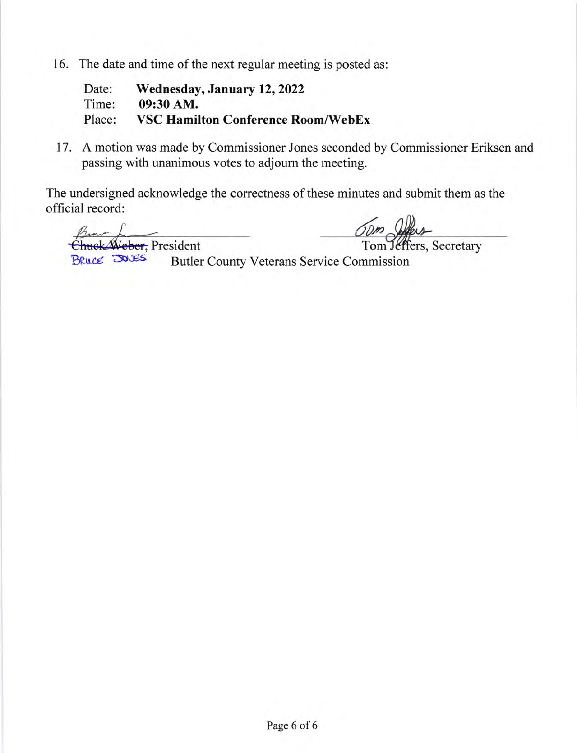16. The date and time of the next regular meeting is posted as:

    Date: **Wednesday, January 12, 2022**
    Time: **09:30 AM.**
    Place: **VSC Hamilton Conference Room/WebEx**

17. A motion was made by Commissioner Jones seconded by Commissioner Eriksen and passing with unanimous votes to adjourn the meeting.

The undersigned acknowledge the correctness of these minutes and submit them as the official record:

~~Chuck Weber~~, President — BRUCE JONES

Tom Jeffers, Secretary

Butler County Veterans Service Commission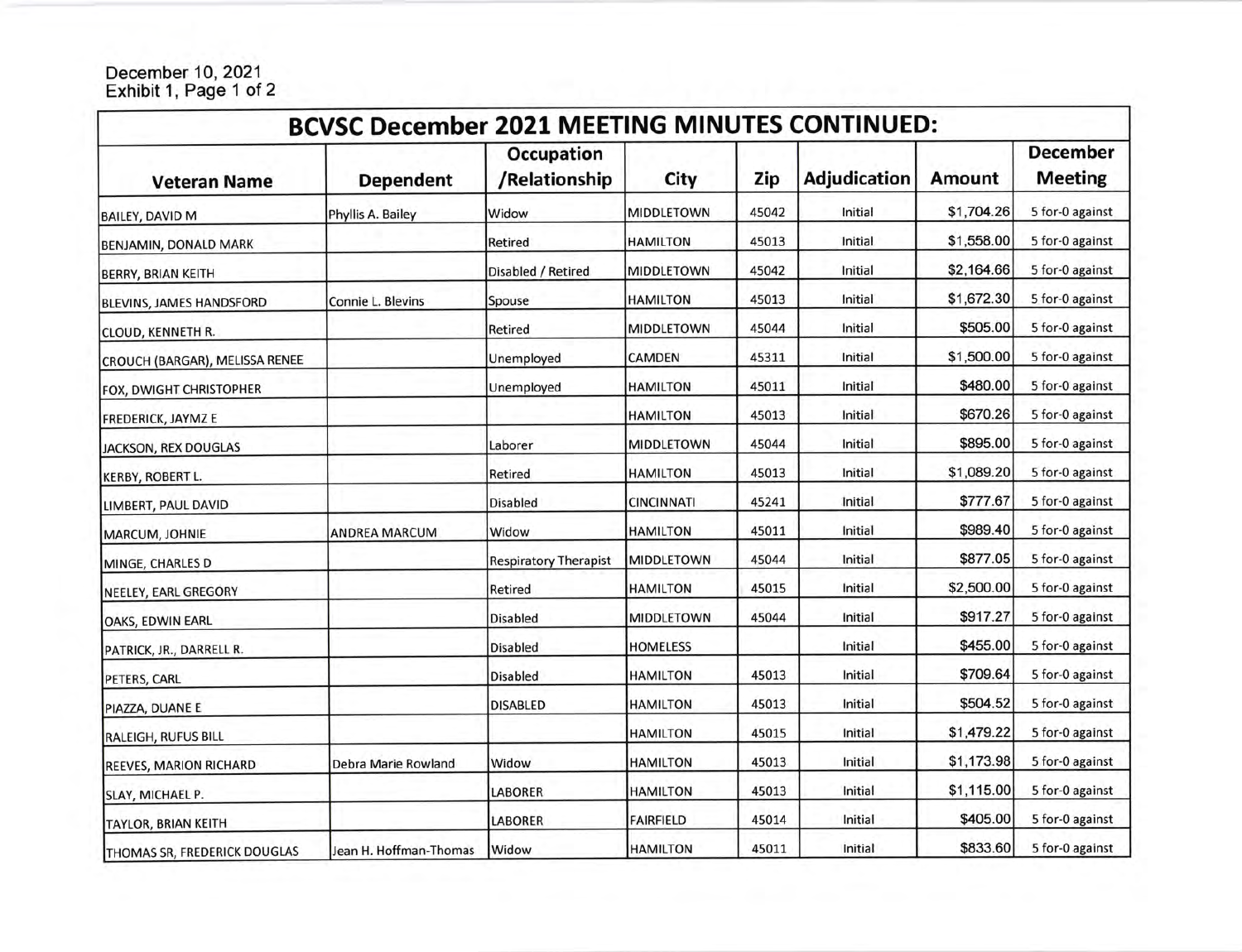December 10, 2021
Exhibit 1, Page 1 of 2

| BCVSC December 2021 MEETING MINUTES CONTINUED: | | | | | | | |
|---|---|---|---|---|---|---|---|
| **Veteran Name** | **Dependent** | **Occupation /Relationship** | **City** | **Zip** | **Adjudication** | **Amount** | **December Meeting** |
| BAILEY, DAVID M | Phyllis A. Bailey | Widow | MIDDLETOWN | 45042 | Initial | $1,704.26 | 5 for-0 against |
| BENJAMIN, DONALD MARK | | Retired | HAMILTON | 45013 | Initial | $1,558.00 | 5 for-0 against |
| BERRY, BRIAN KEITH | | Disabled / Retired | MIDDLETOWN | 45042 | Initial | $2,164.66 | 5 for-0 against |
| BLEVINS, JAMES HANDSFORD | Connie L. Blevins | Spouse | HAMILTON | 45013 | Initial | $1,672.30 | 5 for-0 against |
| CLOUD, KENNETH R. | | Retired | MIDDLETOWN | 45044 | Initial | $505.00 | 5 for-0 against |
| CROUCH (BARGAR), MELISSA RENEE | | Unemployed | CAMDEN | 45311 | Initial | $1,500.00 | 5 for-0 against |
| FOX, DWIGHT CHRISTOPHER | | Unemployed | HAMILTON | 45011 | Initial | $480.00 | 5 for-0 against |
| FREDERICK, JAYMZ E | | | HAMILTON | 45013 | Initial | $670.26 | 5 for-0 against |
| JACKSON, REX DOUGLAS | | Laborer | MIDDLETOWN | 45044 | Initial | $895.00 | 5 for-0 against |
| KERBY, ROBERT L. | | Retired | HAMILTON | 45013 | Initial | $1,089.20 | 5 for-0 against |
| LIMBERT, PAUL DAVID | | Disabled | CINCINNATI | 45241 | Initial | $777.67 | 5 for-0 against |
| MARCUM, JOHNIE | ANDREA MARCUM | Widow | HAMILTON | 45011 | Initial | $989.40 | 5 for-0 against |
| MINGE, CHARLES D | | Respiratory Therapist | MIDDLETOWN | 45044 | Initial | $877.05 | 5 for-0 against |
| NEELEY, EARL GREGORY | | Retired | HAMILTON | 45015 | Initial | $2,500.00 | 5 for-0 against |
| OAKS, EDWIN EARL | | Disabled | MIDDLETOWN | 45044 | Initial | $917.27 | 5 for-0 against |
| PATRICK, JR., DARRELL R. | | Disabled | HOMELESS | | Initial | $455.00 | 5 for-0 against |
| PETERS, CARL | | Disabled | HAMILTON | 45013 | Initial | $709.64 | 5 for-0 against |
| PIAZZA, DUANE E | | DISABLED | HAMILTON | 45013 | Initial | $504.52 | 5 for-0 against |
| RALEIGH, RUFUS BILL | | | HAMILTON | 45015 | Initial | $1,479.22 | 5 for-0 against |
| REEVES, MARION RICHARD | Debra Marie Rowland | Widow | HAMILTON | 45013 | Initial | $1,173.98 | 5 for-0 against |
| SLAY, MICHAEL P. | | LABORER | HAMILTON | 45013 | Initial | $1,115.00 | 5 for-0 against |
| TAYLOR, BRIAN KEITH | | LABORER | FAIRFIELD | 45014 | Initial | $405.00 | 5 for-0 against |
| THOMAS SR, FREDERICK DOUGLAS | Jean H. Hoffman-Thomas | Widow | HAMILTON | 45011 | Initial | $833.60 | 5 for-0 against |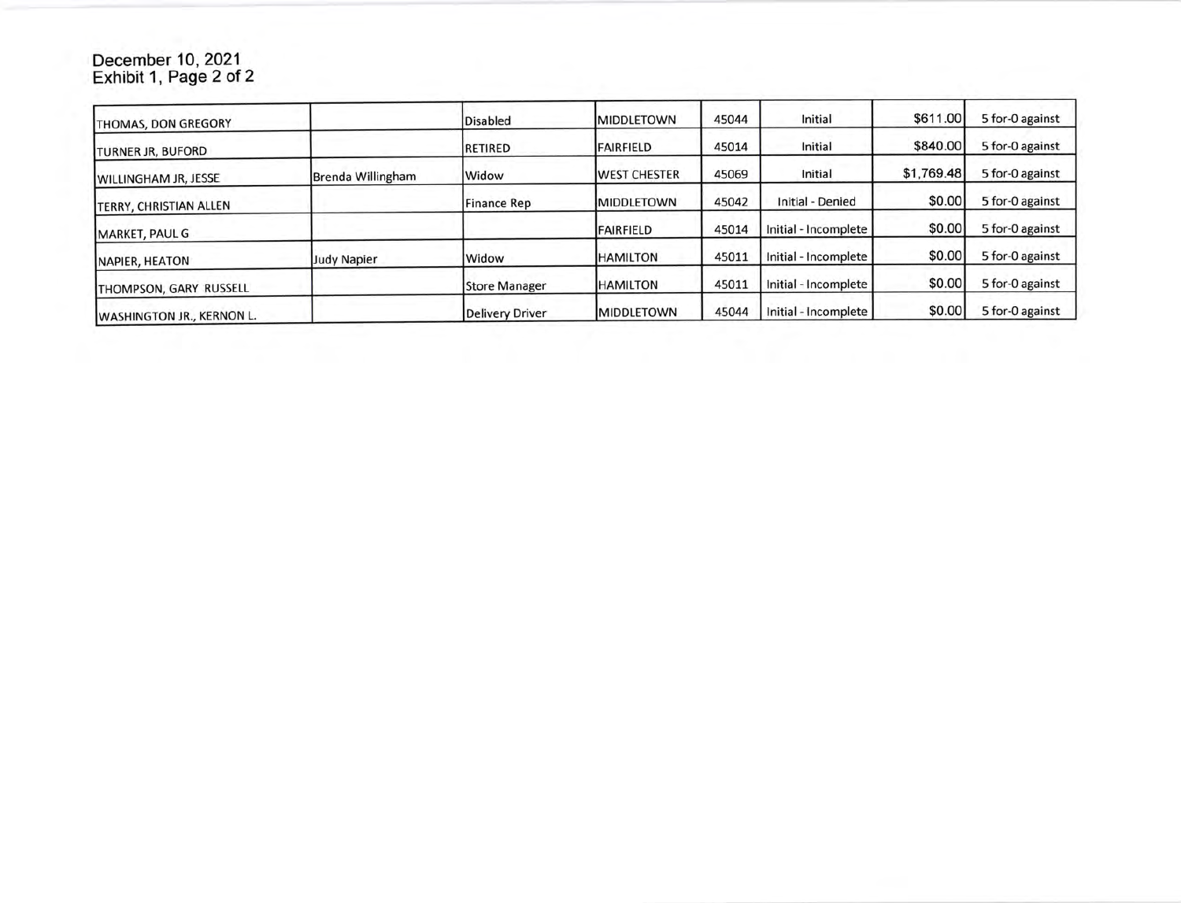December 10, 2021
Exhibit 1, Page 2 of 2

| | | | | | | | |
|---|---|---|---|---|---|---|---|
| THOMAS, DON GREGORY | | Disabled | MIDDLETOWN | 45044 | Initial | $611.00 | 5 for-0 against |
| TURNER JR, BUFORD | | RETIRED | FAIRFIELD | 45014 | Initial | $840.00 | 5 for-0 against |
| WILLINGHAM JR, JESSE | Brenda Willingham | Widow | WEST CHESTER | 45069 | Initial | $1,769.48 | 5 for-0 against |
| TERRY, CHRISTIAN ALLEN | | Finance Rep | MIDDLETOWN | 45042 | Initial - Denied | $0.00 | 5 for-0 against |
| MARKET, PAUL G | | | FAIRFIELD | 45014 | Initial - Incomplete | $0.00 | 5 for-0 against |
| NAPIER, HEATON | Judy Napier | Widow | HAMILTON | 45011 | Initial - Incomplete | $0.00 | 5 for-0 against |
| THOMPSON, GARY RUSSELL | | Store Manager | HAMILTON | 45011 | Initial - Incomplete | $0.00 | 5 for-0 against |
| WASHINGTON JR., KERNON L. | | Delivery Driver | MIDDLETOWN | 45044 | Initial - Incomplete | $0.00 | 5 for-0 against |